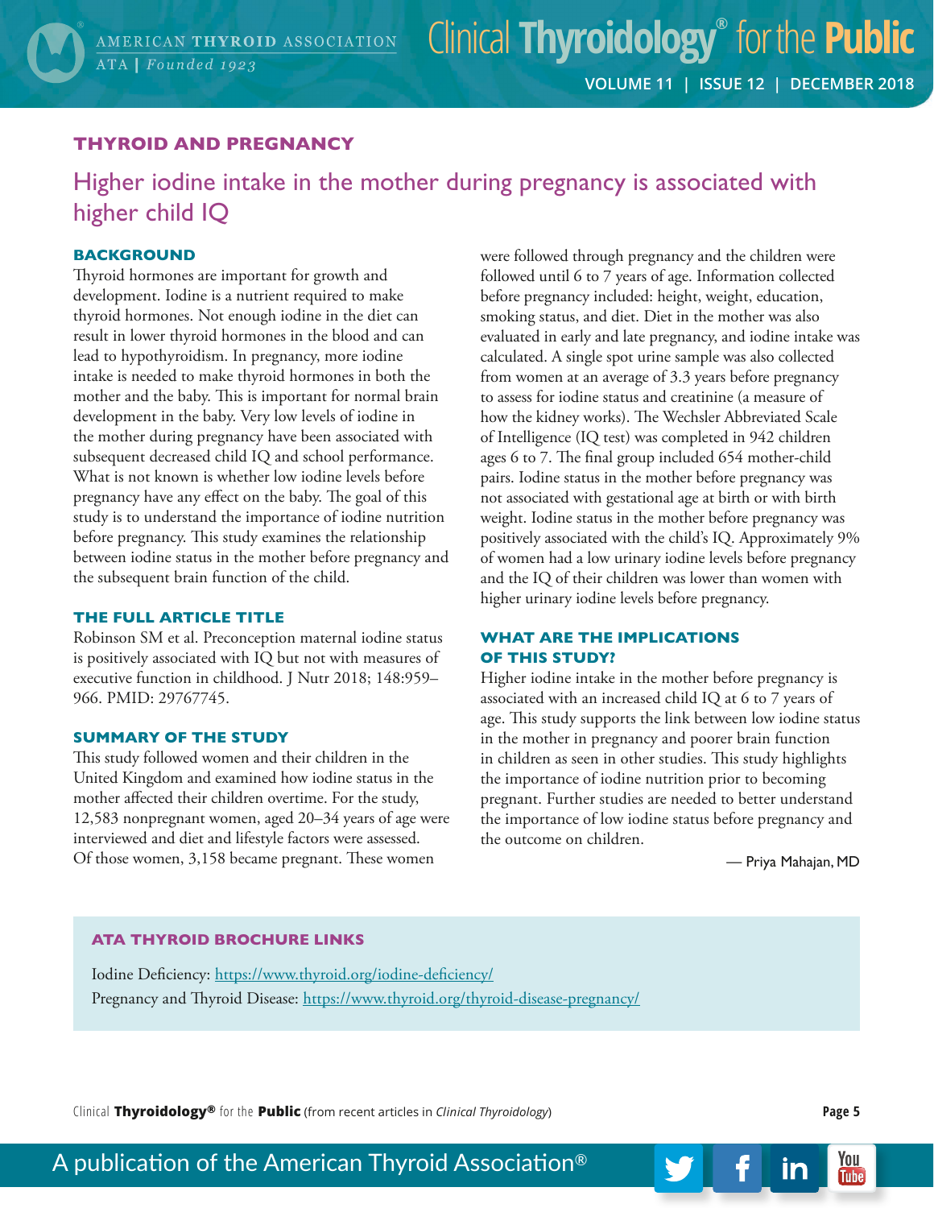## THYROID AND PREGNANCY

# Higher iodine intake in the mother during pregnancy is associated with higher child IQ

### BACKGROUND

Thyroid hormones are important for growth and development. Iodine is a nutrient required to make thyroid hormones. Not enough iodine in the diet can result in lower thyroid hormones in the blood and can lead to hypothyroidism. In pregnancy, more iodine intake is needed to make thyroid hormones in both the mother and the baby. This is important for normal brain development in the baby. Very low levels of iodine in the mother during pregnancy have been associated with subsequent decreased child IQ and school performance. What is not known is whether low iodine levels before pregnancy have any effect on the baby. The goal of this study is to understand the importance of iodine nutrition before pregnancy. This study examines the relationship between iodine status in the mother before pregnancy and the subsequent brain function of the child.

### THE FULL ARTICLE TITLE

Robinson SM et al. Preconception maternal iodine status is positively associated with IQ but not with measures of executive function in childhood. J Nutr 2018; 148:959–966. PMID: 29767745.

### SUMMARY OF THE STUDY

This study followed women and their children in the United Kingdom and examined how iodine status in the mother affected their children overtime. For the study, 12,583 nonpregnant women, aged 20–34 years of age were interviewed and diet and lifestyle factors were assessed. Of those women, 3,158 became pregnant. These women were followed through pregnancy and the children were followed until 6 to 7 years of age. Information collected before pregnancy included: height, weight, education, smoking status, and diet. Diet in the mother was also evaluated in early and late pregnancy, and iodine intake was calculated. A single spot urine sample was also collected from women at an average of 3.3 years before pregnancy to assess for iodine status and creatinine (a measure of how the kidney works). The Wechsler Abbreviated Scale of Intelligence (IQ test) was completed in 942 children ages 6 to 7. The final group included 654 mother-child pairs. Iodine status in the mother before pregnancy was not associated with gestational age at birth or with birth weight. Iodine status in the mother before pregnancy was positively associated with the child's IQ. Approximately 9% of women had a low urinary iodine levels before pregnancy and the IQ of their children was lower than women with higher urinary iodine levels before pregnancy.

### WHAT ARE THE IMPLICATIONS OF THIS STUDY?

Higher iodine intake in the mother before pregnancy is associated with an increased child IQ at 6 to 7 years of age. This study supports the link between low iodine status in the mother in pregnancy and poorer brain function in children as seen in other studies. This study highlights the importance of iodine nutrition prior to becoming pregnant. Further studies are needed to better understand the importance of low iodine status before pregnancy and the outcome on children.

— Priya Mahajan, MD

### ATA THYROID BROCHURE LINKS

Iodine Deficiency: https://www.thyroid.org/iodine-deficiency/

Pregnancy and Thyroid Disease: https://www.thyroid.org/thyroid-disease-pregnancy/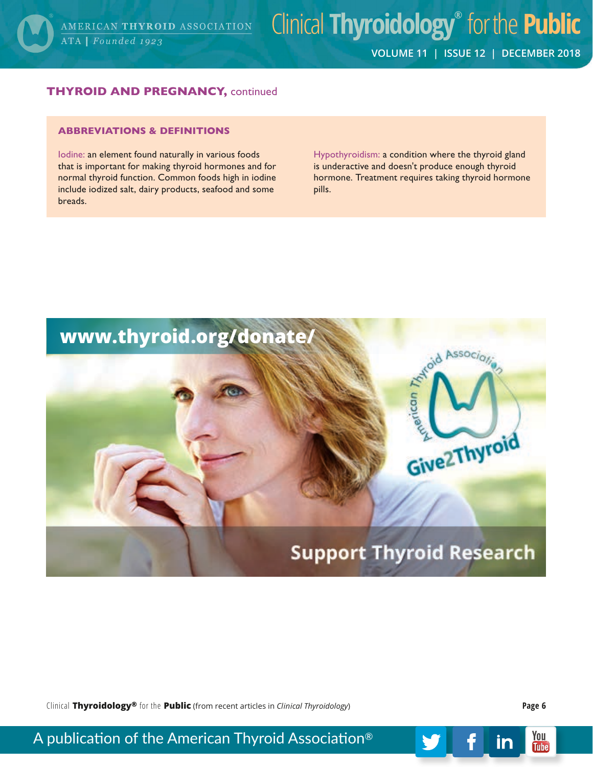**THYROID AND PREGNANCY,** continued

### ABBREVIATIONS & DEFINITIONS

Iodine: an element found naturally in various foods that is important for making thyroid hormones and for normal thyroid function. Common foods high in iodine include iodized salt, dairy products, seafood and some breads.

Hypothyroidism: a condition where the thyroid gland is underactive and doesn't produce enough thyroid hormone. Treatment requires taking thyroid hormone pills.

www.thyroid.org/donate/

Support Thyroid Research

A publication of the American Thyroid Association®